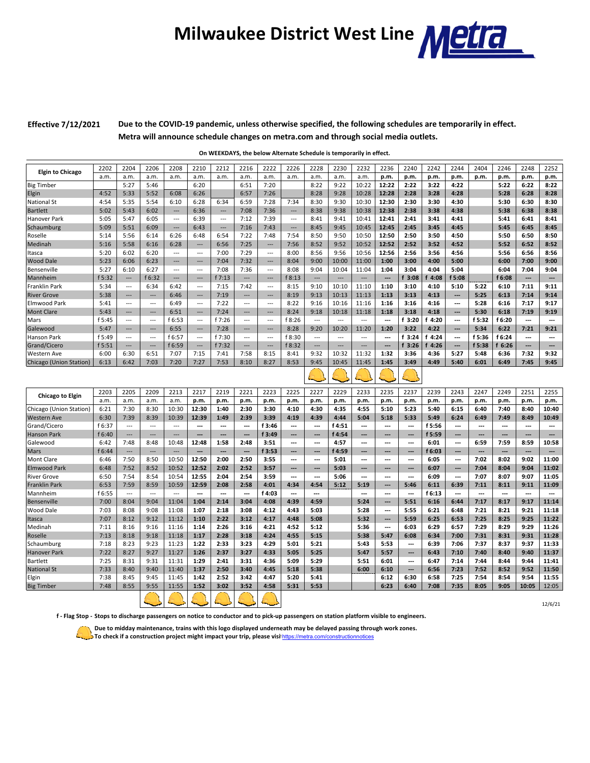# Milwaukee District West Line

**Effective 7/12/2021** **Due to the COVID-19 pandemic, unless otherwise specified, the following schedules are temporarily in effect. Metra will announce schedule changes on metra.com and through social media outlets.**

**On WEEKDAYS, the below Alternate Schedule is temporarily in effect.**

| Elgin to Chicago | 2202 | 2204 | 2206 | 2208 | 2210 | 2212 | 2216 | 2222 | 2226 | 2228 | 2230 | 2232 | 2236 | 2240 | 2242 | 2244 | 2404 | 2246 | 2248 | 2252 |
|---|---|---|---|---|---|---|---|---|---|---|---|---|---|---|---|---|---|---|---|---|
| | a.m. | a.m. | a.m. | a.m. | a.m. | a.m. | a.m. | a.m. | a.m. | a.m. | a.m. | a.m. | p.m. | p.m. | p.m. | p.m. | p.m. | p.m. | p.m. | p.m. |
| Big Timber | | 5:27 | 5:46 | | 6:20 | | 6:51 | 7:20 | | 8:22 | 9:22 | 10:22 | 12:22 | 2:22 | 3:22 | 4:22 | | 5:22 | 6:22 | 8:22 |
| Elgin | 4:52 | 5:33 | 5:52 | 6:08 | 6:26 | | 6:57 | 7:26 | | 8:28 | 9:28 | 10:28 | 12:28 | 2:28 | 3:28 | 4:28 | | 5:28 | 6:28 | 8:28 |
| National St | 4:54 | 5:35 | 5:54 | 6:10 | 6:28 | 6:34 | 6:59 | 7:28 | 7:34 | 8:30 | 9:30 | 10:30 | 12:30 | 2:30 | 3:30 | 4:30 | | 5:30 | 6:30 | 8:30 |
| Bartlett | 5:02 | 5:43 | 6:02 | --- | 6:36 | --- | 7:08 | 7:36 | --- | 8:38 | 9:38 | 10:38 | 12:38 | 2:38 | 3:38 | 4:38 | | 5:38 | 6:38 | 8:38 |
| Hanover Park | 5:05 | 5:47 | 6:05 | --- | 6:39 | --- | 7:12 | 7:39 | --- | 8:41 | 9:41 | 10:41 | 12:41 | 2:41 | 3:41 | 4:41 | | 5:41 | 6:41 | 8:41 |
| Schaumburg | 5:09 | 5:51 | 6:09 | --- | 6:43 | --- | 7:16 | 7:43 | --- | 8:45 | 9:45 | 10:45 | 12:45 | 2:45 | 3:45 | 4:45 | | 5:45 | 6:45 | 8:45 |
| Roselle | 5:14 | 5:56 | 6:14 | 6:26 | 6:48 | 6:54 | 7:22 | 7:48 | 7:54 | 8:50 | 9:50 | 10:50 | 12:50 | 2:50 | 3:50 | 4:50 | | 5:50 | 6:50 | 8:50 |
| Medinah | 5:16 | 5:58 | 6:16 | 6:28 | --- | 6:56 | 7:25 | --- | 7:56 | 8:52 | 9:52 | 10:52 | 12:52 | 2:52 | 3:52 | 4:52 | | 5:52 | 6:52 | 8:52 |
| Itasca | 5:20 | 6:02 | 6:20 | --- | --- | 7:00 | 7:29 | --- | 8:00 | 8:56 | 9:56 | 10:56 | 12:56 | 2:56 | 3:56 | 4:56 | | 5:56 | 6:56 | 8:56 |
| Wood Dale | 5:23 | 6:06 | 6:23 | --- | --- | 7:04 | 7:32 | --- | 8:04 | 9:00 | 10:00 | 11:00 | 1:00 | 3:00 | 4:00 | 5:00 | | 6:00 | 7:00 | 9:00 |
| Bensenville | 5:27 | 6:10 | 6:27 | --- | --- | 7:08 | 7:36 | --- | 8:08 | 9:04 | 10:04 | 11:04 | 1:04 | 3:04 | 4:04 | 5:04 | | 6:04 | 7:04 | 9:04 |
| Mannheim | f 5:32 | --- | f 6:32 | --- | --- | f 7:13 | --- | --- | f 8:13 | --- | --- | --- | --- | f 3:08 | f 4:08 | f 5:08 | | f 6:08 | --- | --- |
| Franklin Park | 5:34 | --- | 6:34 | 6:42 | --- | 7:15 | 7:42 | --- | 8:15 | 9:10 | 10:10 | 11:10 | 1:10 | 3:10 | 4:10 | 5:10 | 5:22 | 6:10 | 7:11 | 9:11 |
| River Grove | 5:38 | --- | --- | 6:46 | --- | 7:19 | --- | --- | 8:19 | 9:13 | 10:13 | 11:13 | 1:13 | 3:13 | 4:13 | --- | 5:25 | 6:13 | 7:14 | 9:14 |
| Elmwood Park | 5:41 | --- | --- | 6:49 | --- | 7:22 | --- | --- | 8:22 | 9:16 | 10:16 | 11:16 | 1:16 | 3:16 | 4:16 | --- | 5:28 | 6:16 | 7:17 | 9:17 |
| Mont Clare | 5:43 | --- | --- | 6:51 | --- | 7:24 | --- | --- | 8:24 | 9:18 | 10:18 | 11:18 | 1:18 | 3:18 | 4:18 | --- | 5:30 | 6:18 | 7:19 | 9:19 |
| Mars | f 5:45 | --- | --- | f 6:53 | --- | f 7:26 | --- | --- | f 8:26 | --- | --- | --- | --- | f 3:20 | f 4:20 | --- | f 5:32 | f 6:20 | --- | --- |
| Galewood | 5:47 | --- | --- | 6:55 | --- | 7:28 | --- | --- | 8:28 | 9:20 | 10:20 | 11:20 | 1:20 | 3:22 | 4:22 | --- | 5:34 | 6:22 | 7:21 | 9:21 |
| Hanson Park | f 5:49 | --- | --- | f 6:57 | --- | f 7:30 | --- | --- | f 8:30 | --- | --- | --- | --- | f 3:24 | f 4:24 | --- | f 5:36 | f 6:24 | --- | --- |
| Grand/Cicero | f 5:51 | --- | --- | f 6:59 | --- | f 7:32 | --- | --- | f 8:32 | --- | --- | --- | --- | f 3:26 | f 4:26 | --- | f 5:38 | f 6:26 | --- | --- |
| Western Ave | 6:00 | 6:30 | 6:51 | 7:07 | 7:15 | 7:41 | 7:58 | 8:15 | 8:41 | 9:32 | 10:32 | 11:32 | 1:32 | 3:36 | 4:36 | 5:27 | 5:48 | 6:36 | 7:32 | 9:32 |
| Chicago (Union Station) | 6:13 | 6:42 | 7:03 | 7:20 | 7:27 | 7:53 | 8:10 | 8:27 | 8:53 | 9:45 | 10:45 | 11:45 | 1:45 | 3:49 | 4:49 | 5:40 | 6:01 | 6:49 | 7:45 | 9:45 |

| Chicago to Elgin | 2203 | 2205 | 2209 | 2213 | 2217 | 2219 | 2221 | 2223 | 2225 | 2227 | 2229 | 2233 | 2235 | 2237 | 2239 | 2243 | 2247 | 2249 | 2251 | 2255 |
|---|---|---|---|---|---|---|---|---|---|---|---|---|---|---|---|---|---|---|---|---|
| | a.m. | a.m. | a.m. | a.m. | p.m. | p.m. | p.m. | p.m. | p.m. | p.m. | p.m. | p.m. | p.m. | p.m. | p.m. | p.m. | p.m. | p.m. | p.m. | p.m. |
| Chicago (Union Station) | 6:21 | 7:30 | 8:30 | 10:30 | 12:30 | 1:40 | 2:30 | 3:30 | 4:10 | 4:30 | 4:35 | 4:55 | 5:10 | 5:23 | 5:40 | 6:15 | 6:40 | 7:40 | 8:40 | 10:40 |
| Western Ave | 6:30 | 7:39 | 8:39 | 10:39 | 12:39 | 1:49 | 2:39 | 3:39 | 4:19 | 4:39 | 4:44 | 5:04 | 5:18 | 5:33 | 5:49 | 6:24 | 6:49 | 7:49 | 8:49 | 10:49 |
| Grand/Cicero | f 6:37 | --- | --- | --- | --- | --- | --- | f 3:46 | --- | --- | f 4:51 | --- | --- | --- | f 5:56 | --- | --- | --- | --- | --- |
| Hanson Park | f 6:40 | --- | --- | --- | --- | --- | --- | f 3:49 | --- | --- | f 4:54 | --- | --- | --- | f 5:59 | --- | --- | --- | --- | --- |
| Galewood | 6:42 | 7:48 | 8:48 | 10:48 | 12:48 | 1:58 | 2:48 | 3:51 | --- | --- | 4:57 | --- | --- | --- | 6:01 | --- | 6:59 | 7:59 | 8:59 | 10:58 |
| Mars | f 6:44 | --- | --- | --- | --- | --- | --- | f 3:53 | --- | --- | f 4:59 | --- | --- | --- | f 6:03 | --- | --- | --- | --- | --- |
| Mont Clare | 6:46 | 7:50 | 8:50 | 10:50 | 12:50 | 2:00 | 2:50 | 3:55 | --- | --- | 5:01 | --- | --- | --- | 6:05 | --- | 7:02 | 8:02 | 9:02 | 11:00 |
| Elmwood Park | 6:48 | 7:52 | 8:52 | 10:52 | 12:52 | 2:02 | 2:52 | 3:57 | --- | --- | 5:03 | --- | --- | --- | 6:07 | --- | 7:04 | 8:04 | 9:04 | 11:02 |
| River Grove | 6:50 | 7:54 | 8:54 | 10:54 | 12:55 | 2:04 | 2:54 | 3:59 | --- | --- | 5:06 | --- | --- | --- | 6:09 | --- | 7:07 | 8:07 | 9:07 | 11:05 |
| Franklin Park | 6:53 | 7:59 | 8:59 | 10:59 | 12:59 | 2:08 | 2:58 | 4:01 | 4:34 | 4:54 | 5:12 | 5:19 | --- | 5:46 | 6:11 | 6:39 | 7:11 | 8:11 | 9:11 | 11:09 |
| Mannheim | f 6:55 | --- | --- | --- | --- | --- | --- | f 4:03 | --- | --- | | --- | --- | --- | f 6:13 | --- | --- | --- | --- | --- |
| Bensenville | 7:00 | 8:04 | 9:04 | 11:04 | 1:04 | 2:14 | 3:04 | 4:08 | 4:39 | 4:59 | | 5:24 | --- | 5:51 | 6:16 | 6:44 | 7:17 | 8:17 | 9:17 | 11:14 |
| Wood Dale | 7:03 | 8:08 | 9:08 | 11:08 | 1:07 | 2:18 | 3:08 | 4:12 | 4:43 | 5:03 | | 5:28 | --- | 5:55 | 6:21 | 6:48 | 7:21 | 8:21 | 9:21 | 11:18 |
| Itasca | 7:07 | 8:12 | 9:12 | 11:12 | 1:10 | 2:22 | 3:12 | 4:17 | 4:48 | 5:08 | | 5:32 | --- | 5:59 | 6:25 | 6:53 | 7:25 | 8:25 | 9:25 | 11:22 |
| Medinah | 7:11 | 8:16 | 9:16 | 11:16 | 1:14 | 2:26 | 3:16 | 4:21 | 4:52 | 5:12 | | 5:36 | --- | 6:03 | 6:29 | 6:57 | 7:29 | 8:29 | 9:29 | 11:26 |
| Roselle | 7:13 | 8:18 | 9:18 | 11:18 | 1:17 | 2:28 | 3:18 | 4:24 | 4:55 | 5:15 | | 5:38 | 5:47 | 6:08 | 6:34 | 7:00 | 7:31 | 8:31 | 9:31 | 11:28 |
| Schaumburg | 7:18 | 8:23 | 9:23 | 11:23 | 1:22 | 2:33 | 3:23 | 4:29 | 5:01 | 5:21 | | 5:43 | 5:53 | --- | 6:39 | 7:06 | 7:37 | 8:37 | 9:37 | 11:33 |
| Hanover Park | 7:22 | 8:27 | 9:27 | 11:27 | 1:26 | 2:37 | 3:27 | 4:33 | 5:05 | 5:25 | | 5:47 | 5:57 | --- | 6:43 | 7:10 | 7:40 | 8:40 | 9:40 | 11:37 |
| Bartlett | 7:25 | 8:31 | 9:31 | 11:31 | 1:29 | 2:41 | 3:31 | 4:36 | 5:09 | 5:29 | | 5:51 | 6:01 | --- | 6:47 | 7:14 | 7:44 | 8:44 | 9:44 | 11:41 |
| National St | 7:33 | 8:40 | 9:40 | 11:40 | 1:37 | 2:50 | 3:40 | 4:45 | 5:18 | 5:38 | | 6:00 | 6:10 | --- | 6:56 | 7:23 | 7:52 | 8:52 | 9:52 | 11:50 |
| Elgin | 7:38 | 8:45 | 9:45 | 11:45 | 1:42 | 2:52 | 3:42 | 4:47 | 5:20 | 5:41 | | | 6:12 | 6:30 | 6:58 | 7:25 | 7:54 | 8:54 | 9:54 | 11:55 |
| Big Timber | 7:48 | 8:55 | 9:55 | 11:55 | 1:52 | 3:02 | 3:52 | 4:58 | 5:31 | 5:53 | | | 6:23 | 6:40 | 7:08 | 7:35 | 8:05 | 9:05 | 10:05 | 12:05 |

12/6/21

**f - Flag Stop - Stops to discharge passengers on notice to conductor and to pick-up passengers on station platform visible to engineers.**

**Due to midday maintenance, trains with this logo displayed underneath may be delayed passing through work zones. To check if a construction project might impact your trip, please visit** https://metra.com/constructionnotices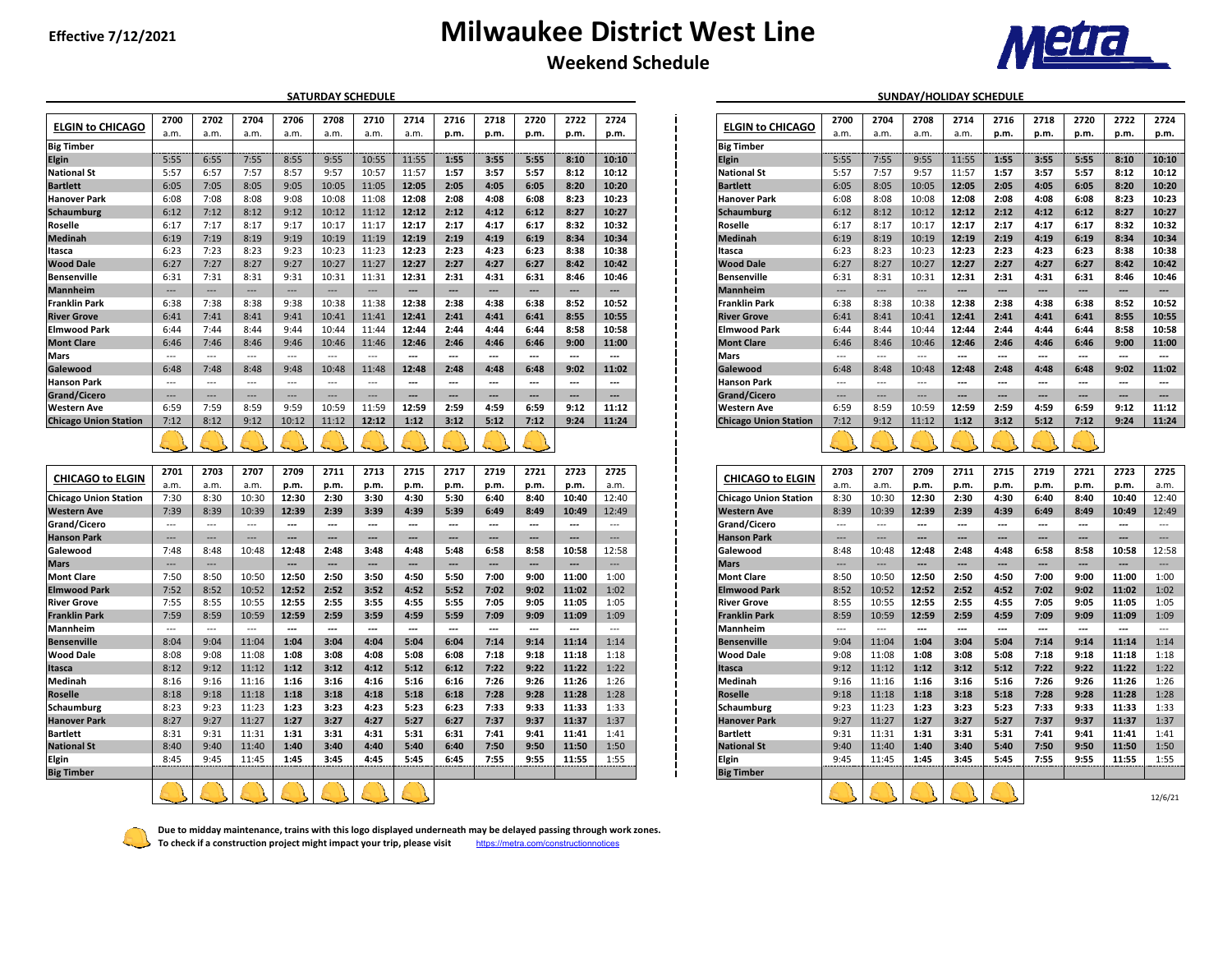**Effective 7/12/2021**

# Milwaukee District West Line

## Weekend Schedule

### SATURDAY SCHEDULE

| ELGIN to CHICAGO | 2700 a.m. | 2702 a.m. | 2704 a.m. | 2706 a.m. | 2708 a.m. | 2710 a.m. | 2714 a.m. | 2716 p.m. | 2718 p.m. | 2720 p.m. | 2722 p.m. | 2724 p.m. |
|---|---|---|---|---|---|---|---|---|---|---|---|---|
| Big Timber | | | | | | | | | | | | |
| Elgin | 5:55 | 6:55 | 7:55 | 8:55 | 9:55 | 10:55 | 11:55 | 1:55 | 3:55 | 5:55 | 8:10 | 10:10 |
| National St | 5:57 | 6:57 | 7:57 | 8:57 | 9:57 | 10:57 | 11:57 | 1:57 | 3:57 | 5:57 | 8:12 | 10:12 |
| Bartlett | 6:05 | 7:05 | 8:05 | 9:05 | 10:05 | 11:05 | 12:05 | 2:05 | 4:05 | 6:05 | 8:20 | 10:20 |
| Hanover Park | 6:08 | 7:08 | 8:08 | 9:08 | 10:08 | 11:08 | 12:08 | 2:08 | 4:08 | 6:08 | 8:23 | 10:23 |
| Schaumburg | 6:12 | 7:12 | 8:12 | 9:12 | 10:12 | 11:12 | 12:12 | 2:12 | 4:12 | 6:12 | 8:27 | 10:27 |
| Roselle | 6:17 | 7:17 | 8:17 | 9:17 | 10:17 | 11:17 | 12:17 | 2:17 | 4:17 | 6:17 | 8:32 | 10:32 |
| Medinah | 6:19 | 7:19 | 8:19 | 9:19 | 10:19 | 11:19 | 12:19 | 2:19 | 4:19 | 6:19 | 8:34 | 10:34 |
| Itasca | 6:23 | 7:23 | 8:23 | 9:23 | 10:23 | 11:23 | 12:23 | 2:23 | 4:23 | 6:23 | 8:38 | 10:38 |
| Wood Dale | 6:27 | 7:27 | 8:27 | 9:27 | 10:27 | 11:27 | 12:27 | 2:27 | 4:27 | 6:27 | 8:42 | 10:42 |
| Bensenville | 6:31 | 7:31 | 8:31 | 9:31 | 10:31 | 11:31 | 12:31 | 2:31 | 4:31 | 6:31 | 8:46 | 10:46 |
| Mannheim | --- | --- | --- | --- | --- | --- | --- | --- | --- | --- | --- | --- |
| Franklin Park | 6:38 | 7:38 | 8:38 | 9:38 | 10:38 | 11:38 | 12:38 | 2:38 | 4:38 | 6:38 | 8:52 | 10:52 |
| River Grove | 6:41 | 7:41 | 8:41 | 9:41 | 10:41 | 11:41 | 12:41 | 2:41 | 4:41 | 6:41 | 8:55 | 10:55 |
| Elmwood Park | 6:44 | 7:44 | 8:44 | 9:44 | 10:44 | 11:44 | 12:44 | 2:44 | 4:44 | 6:44 | 8:58 | 10:58 |
| Mont Clare | 6:46 | 7:46 | 8:46 | 9:46 | 10:46 | 11:46 | 12:46 | 2:46 | 4:46 | 6:46 | 9:00 | 11:00 |
| Mars | --- | --- | --- | --- | --- | --- | --- | --- | --- | --- | --- | --- |
| Galewood | 6:48 | 7:48 | 8:48 | 9:48 | 10:48 | 11:48 | 12:48 | 2:48 | 4:48 | 6:48 | 9:02 | 11:02 |
| Hanson Park | --- | --- | --- | --- | --- | --- | --- | --- | --- | --- | --- | --- |
| Grand/Cicero | --- | --- | --- | --- | --- | --- | --- | --- | --- | --- | --- | --- |
| Western Ave | 6:59 | 7:59 | 8:59 | 9:59 | 10:59 | 11:59 | 12:59 | 2:59 | 4:59 | 6:59 | 9:12 | 11:12 |
| Chicago Union Station | 7:12 | 8:12 | 9:12 | 10:12 | 11:12 | 12:12 | 1:12 | 3:12 | 5:12 | 7:12 | 9:24 | 11:24 |

| CHICAGO to ELGIN | 2701 a.m. | 2703 a.m. | 2707 a.m. | 2709 p.m. | 2711 p.m. | 2713 p.m. | 2715 p.m. | 2717 p.m. | 2719 p.m. | 2721 p.m. | 2723 p.m. | 2725 a.m. |
|---|---|---|---|---|---|---|---|---|---|---|---|---|
| Chicago Union Station | 7:30 | 8:30 | 10:30 | 12:30 | 2:30 | 3:30 | 4:30 | 5:30 | 6:40 | 8:40 | 10:40 | 12:40 |
| Western Ave | 7:39 | 8:39 | 10:39 | 12:39 | 2:39 | 3:39 | 4:39 | 5:39 | 6:49 | 8:49 | 10:49 | 12:49 |
| Grand/Cicero | --- | --- | --- | --- | --- | --- | --- | --- | --- | --- | --- | --- |
| Hanson Park | --- | --- | --- | --- | --- | --- | --- | --- | --- | --- | --- | --- |
| Galewood | 7:48 | 8:48 | 10:48 | 12:48 | 2:48 | 3:48 | 4:48 | 5:48 | 6:58 | 8:58 | 10:58 | 12:58 |
| Mars | --- | --- | --- | --- | --- | --- | --- | --- | --- | --- | --- | --- |
| Mont Clare | 7:50 | 8:50 | 10:50 | 12:50 | 2:50 | 3:50 | 4:50 | 5:50 | 7:00 | 9:00 | 11:00 | 1:00 |
| Elmwood Park | 7:52 | 8:52 | 10:52 | 12:52 | 2:52 | 3:52 | 4:52 | 5:52 | 7:02 | 9:02 | 11:02 | 1:02 |
| River Grove | 7:55 | 8:55 | 10:55 | 12:55 | 2:55 | 3:55 | 4:55 | 5:55 | 7:05 | 9:05 | 11:05 | 1:05 |
| Franklin Park | 7:59 | 8:59 | 10:59 | 12:59 | 2:59 | 3:59 | 4:59 | 5:59 | 7:09 | 9:09 | 11:09 | 1:09 |
| Mannheim | --- | --- | --- | --- | --- | --- | --- | --- | --- | --- | --- | --- |
| Bensenville | 8:04 | 9:04 | 11:04 | 1:04 | 3:04 | 4:04 | 5:04 | 6:04 | 7:14 | 9:14 | 11:14 | 1:14 |
| Wood Dale | 8:08 | 9:08 | 11:08 | 1:08 | 3:08 | 4:08 | 5:08 | 6:08 | 7:18 | 9:18 | 11:18 | 1:18 |
| Itasca | 8:12 | 9:12 | 11:12 | 1:12 | 3:12 | 4:12 | 5:12 | 6:12 | 7:22 | 9:22 | 11:22 | 1:22 |
| Medinah | 8:16 | 9:16 | 11:16 | 1:16 | 3:16 | 4:16 | 5:16 | 6:16 | 7:26 | 9:26 | 11:26 | 1:26 |
| Roselle | 8:18 | 9:18 | 11:18 | 1:18 | 3:18 | 4:18 | 5:18 | 6:18 | 7:28 | 9:28 | 11:28 | 1:28 |
| Schaumburg | 8:23 | 9:23 | 11:23 | 1:23 | 3:23 | 4:23 | 5:23 | 6:23 | 7:33 | 9:33 | 11:33 | 1:33 |
| Hanover Park | 8:27 | 9:27 | 11:27 | 1:27 | 3:27 | 4:27 | 5:27 | 6:27 | 7:37 | 9:37 | 11:37 | 1:37 |
| Bartlett | 8:31 | 9:31 | 11:31 | 1:31 | 3:31 | 4:31 | 5:31 | 6:31 | 7:41 | 9:41 | 11:41 | 1:41 |
| National St | 8:40 | 9:40 | 11:40 | 1:40 | 3:40 | 4:40 | 5:40 | 6:40 | 7:50 | 9:50 | 11:50 | 1:50 |
| Elgin | 8:45 | 9:45 | 11:45 | 1:45 | 3:45 | 4:45 | 5:45 | 6:45 | 7:55 | 9:55 | 11:55 | 1:55 |
| Big Timber | | | | | | | | | | | | |

### SUNDAY/HOLIDAY SCHEDULE

| ELGIN to CHICAGO | 2700 a.m. | 2704 a.m. | 2708 a.m. | 2714 a.m. | 2716 p.m. | 2718 p.m. | 2720 p.m. | 2722 p.m. | 2724 p.m. |
|---|---|---|---|---|---|---|---|---|---|
| Big Timber | | | | | | | | | |
| Elgin | 5:55 | 7:55 | 9:55 | 11:55 | 1:55 | 3:55 | 5:55 | 8:10 | 10:10 |
| National St | 5:57 | 7:57 | 9:57 | 11:57 | 1:57 | 3:57 | 5:57 | 8:12 | 10:12 |
| Bartlett | 6:05 | 8:05 | 10:05 | 12:05 | 2:05 | 4:05 | 6:05 | 8:20 | 10:20 |
| Hanover Park | 6:08 | 8:08 | 10:08 | 12:08 | 2:08 | 4:08 | 6:08 | 8:23 | 10:23 |
| Schaumburg | 6:12 | 8:12 | 10:12 | 12:12 | 2:12 | 4:12 | 6:12 | 8:27 | 10:27 |
| Roselle | 6:17 | 8:17 | 10:17 | 12:17 | 2:17 | 4:17 | 6:17 | 8:32 | 10:32 |
| Medinah | 6:19 | 8:19 | 10:19 | 12:19 | 2:19 | 4:19 | 6:19 | 8:34 | 10:34 |
| Itasca | 6:23 | 8:23 | 10:23 | 12:23 | 2:23 | 4:23 | 6:23 | 8:38 | 10:38 |
| Wood Dale | 6:27 | 8:27 | 10:27 | 12:27 | 2:27 | 4:27 | 6:27 | 8:42 | 10:42 |
| Bensenville | 6:31 | 8:31 | 10:31 | 12:31 | 2:31 | 4:31 | 6:31 | 8:46 | 10:46 |
| Mannheim | --- | --- | --- | --- | --- | --- | --- | --- | --- |
| Franklin Park | 6:38 | 8:38 | 10:38 | 12:38 | 2:38 | 4:38 | 6:38 | 8:52 | 10:52 |
| River Grove | 6:41 | 8:41 | 10:41 | 12:41 | 2:41 | 4:41 | 6:41 | 8:55 | 10:55 |
| Elmwood Park | 6:44 | 8:44 | 10:44 | 12:44 | 2:44 | 4:44 | 6:44 | 8:58 | 10:58 |
| Mont Clare | 6:46 | 8:46 | 10:46 | 12:46 | 2:46 | 4:46 | 6:46 | 9:00 | 11:00 |
| Mars | --- | --- | --- | --- | --- | --- | --- | --- | --- |
| Galewood | 6:48 | 8:48 | 10:48 | 12:48 | 2:48 | 4:48 | 6:48 | 9:02 | 11:02 |
| Hanson Park | --- | --- | --- | --- | --- | --- | --- | --- | --- |
| Grand/Cicero | --- | --- | --- | --- | --- | --- | --- | --- | --- |
| Western Ave | 6:59 | 8:59 | 10:59 | 12:59 | 2:59 | 4:59 | 6:59 | 9:12 | 11:12 |
| Chicago Union Station | 7:12 | 9:12 | 11:12 | 1:12 | 3:12 | 5:12 | 7:12 | 9:24 | 11:24 |

| CHICAGO to ELGIN | 2703 a.m. | 2707 a.m. | 2709 p.m. | 2711 p.m. | 2715 p.m. | 2719 p.m. | 2721 p.m. | 2723 p.m. | 2725 a.m. |
|---|---|---|---|---|---|---|---|---|---|
| Chicago Union Station | 8:30 | 10:30 | 12:30 | 2:30 | 4:30 | 6:40 | 8:40 | 10:40 | 12:40 |
| Western Ave | 8:39 | 10:39 | 12:39 | 2:39 | 4:39 | 6:49 | 8:49 | 10:49 | 12:49 |
| Grand/Cicero | --- | --- | --- | --- | --- | --- | --- | --- | --- |
| Hanson Park | --- | --- | --- | --- | --- | --- | --- | --- | --- |
| Galewood | 8:48 | 10:48 | 12:48 | 2:48 | 4:48 | 6:58 | 8:58 | 10:58 | 12:58 |
| Mars | --- | --- | --- | --- | --- | --- | --- | --- | --- |
| Mont Clare | 8:50 | 10:50 | 12:50 | 2:50 | 4:50 | 7:00 | 9:00 | 11:00 | 1:00 |
| Elmwood Park | 8:52 | 10:52 | 12:52 | 2:52 | 4:52 | 7:02 | 9:02 | 11:02 | 1:02 |
| River Grove | 8:55 | 10:55 | 12:55 | 2:55 | 4:55 | 7:05 | 9:05 | 11:05 | 1:05 |
| Franklin Park | 8:59 | 10:59 | 12:59 | 2:59 | 4:59 | 7:09 | 9:09 | 11:09 | 1:09 |
| Mannheim | --- | --- | --- | --- | --- | --- | --- | --- | --- |
| Bensenville | 9:04 | 11:04 | 1:04 | 3:04 | 5:04 | 7:14 | 9:14 | 11:14 | 1:14 |
| Wood Dale | 9:08 | 11:08 | 1:08 | 3:08 | 5:08 | 7:18 | 9:18 | 11:18 | 1:18 |
| Itasca | 9:12 | 11:12 | 1:12 | 3:12 | 5:12 | 7:22 | 9:22 | 11:22 | 1:22 |
| Medinah | 9:16 | 11:16 | 1:16 | 3:16 | 5:16 | 7:26 | 9:26 | 11:26 | 1:26 |
| Roselle | 9:18 | 11:18 | 1:18 | 3:18 | 5:18 | 7:28 | 9:28 | 11:28 | 1:28 |
| Schaumburg | 9:23 | 11:23 | 1:23 | 3:23 | 5:23 | 7:33 | 9:33 | 11:33 | 1:33 |
| Hanover Park | 9:27 | 11:27 | 1:27 | 3:27 | 5:27 | 7:37 | 9:37 | 11:37 | 1:37 |
| Bartlett | 9:31 | 11:31 | 1:31 | 3:31 | 5:31 | 7:41 | 9:41 | 11:41 | 1:41 |
| National St | 9:40 | 11:40 | 1:40 | 3:40 | 5:40 | 7:50 | 9:50 | 11:50 | 1:50 |
| Elgin | 9:45 | 11:45 | 1:45 | 3:45 | 5:45 | 7:55 | 9:55 | 11:55 | 1:55 |
| Big Timber | | | | | | | | | |

12/6/21

**Due to midday maintenance, trains with this logo displayed underneath may be delayed passing through work zones.**
**To check if a construction project might impact your trip, please visit** https://metra.com/constructionnotices